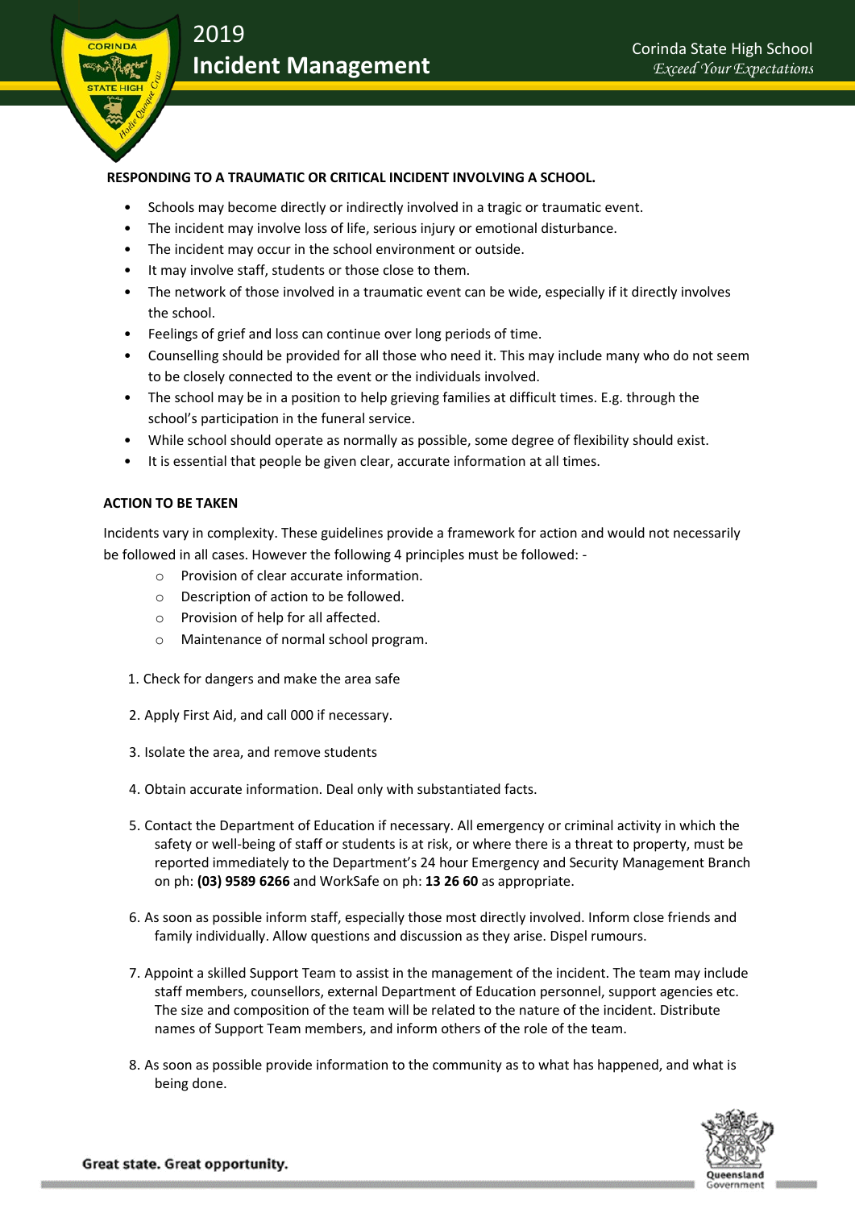# 2019 Incident Management

## RESPONDING TO A TRAUMATIC OR CRITICAL INCIDENT INVOLVING A SCHOOL.

- Schools may become directly or indirectly involved in a tragic or traumatic event.
- The incident may involve loss of life, serious injury or emotional disturbance.
- The incident may occur in the school environment or outside.
- It may involve staff, students or those close to them.
- The network of those involved in a traumatic event can be wide, especially if it directly involves the school.
- Feelings of grief and loss can continue over long periods of time.
- Counselling should be provided for all those who need it. This may include many who do not seem to be closely connected to the event or the individuals involved.
- The school may be in a position to help grieving families at difficult times. E.g. through the school's participation in the funeral service.
- While school should operate as normally as possible, some degree of flexibility should exist.
- It is essential that people be given clear, accurate information at all times.

## ACTION TO BE TAKEN

Incidents vary in complexity. These guidelines provide a framework for action and would not necessarily be followed in all cases. However the following 4 principles must be followed: -

- Provision of clear accurate information.
- Description of action to be followed.
- Provision of help for all affected.
- Maintenance of normal school program.

1. Check for dangers and make the area safe
2. Apply First Aid, and call 000 if necessary.
3. Isolate the area, and remove students
4. Obtain accurate information. Deal only with substantiated facts.
5. Contact the Department of Education if necessary. All emergency or criminal activity in which the safety or well-being of staff or students is at risk, or where there is a threat to property, must be reported immediately to the Department's 24 hour Emergency and Security Management Branch on ph: **(03) 9589 6266** and WorkSafe on ph: **13 26 60** as appropriate.
6. As soon as possible inform staff, especially those most directly involved. Inform close friends and family individually. Allow questions and discussion as they arise. Dispel rumours.
7. Appoint a skilled Support Team to assist in the management of the incident. The team may include staff members, counsellors, external Department of Education personnel, support agencies etc. The size and composition of the team will be related to the nature of the incident. Distribute names of Support Team members, and inform others of the role of the team.
8. As soon as possible provide information to the community as to what has happened, and what is being done.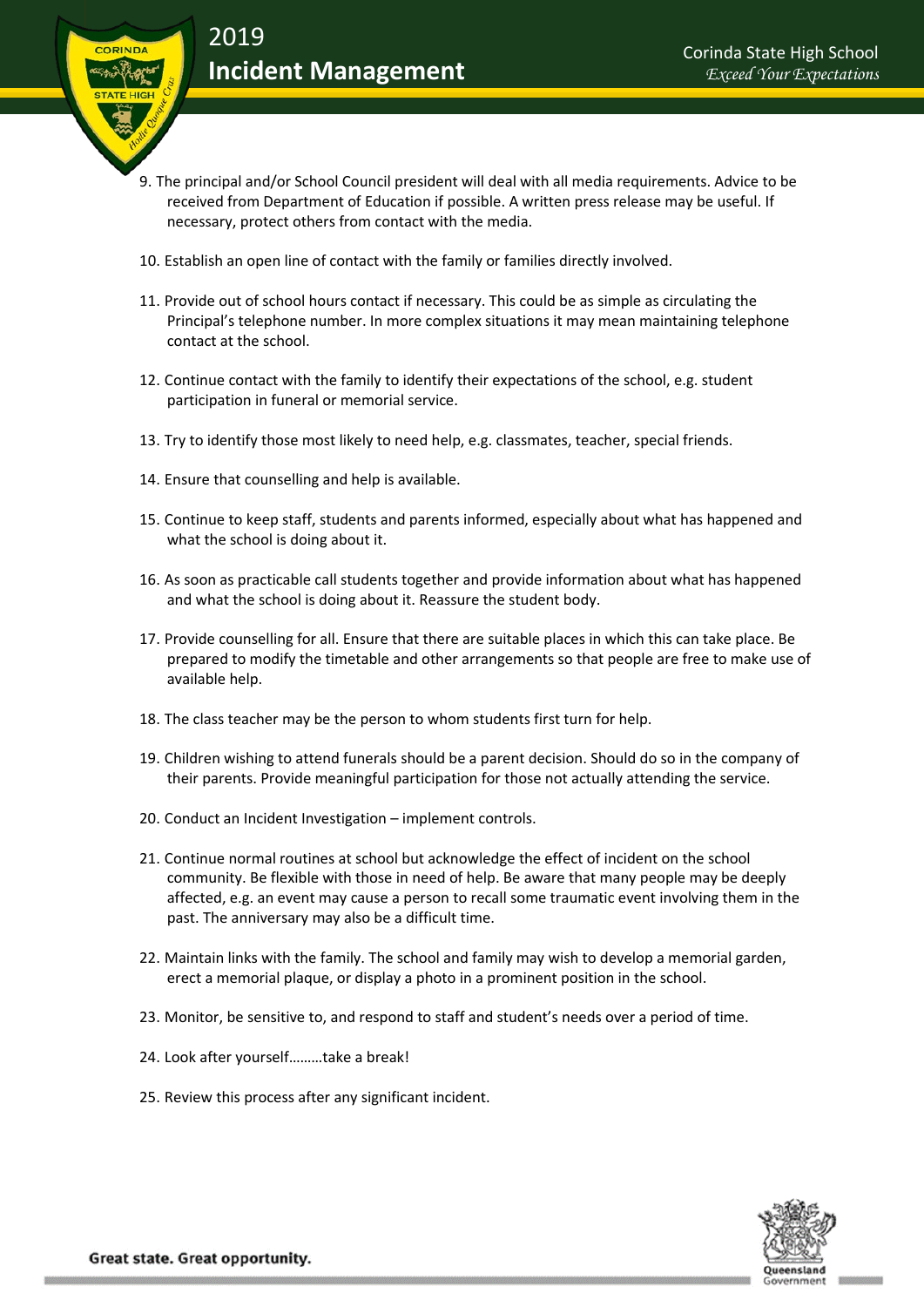9. The principal and/or School Council president will deal with all media requirements. Advice to be received from Department of Education if possible. A written press release may be useful. If necessary, protect others from contact with the media.

10. Establish an open line of contact with the family or families directly involved.

11. Provide out of school hours contact if necessary. This could be as simple as circulating the Principal's telephone number. In more complex situations it may mean maintaining telephone contact at the school.

12. Continue contact with the family to identify their expectations of the school, e.g. student participation in funeral or memorial service.

13. Try to identify those most likely to need help, e.g. classmates, teacher, special friends.

14. Ensure that counselling and help is available.

15. Continue to keep staff, students and parents informed, especially about what has happened and what the school is doing about it.

16. As soon as practicable call students together and provide information about what has happened and what the school is doing about it. Reassure the student body.

17. Provide counselling for all. Ensure that there are suitable places in which this can take place. Be prepared to modify the timetable and other arrangements so that people are free to make use of available help.

18. The class teacher may be the person to whom students first turn for help.

19. Children wishing to attend funerals should be a parent decision. Should do so in the company of their parents. Provide meaningful participation for those not actually attending the service.

20. Conduct an Incident Investigation – implement controls.

21. Continue normal routines at school but acknowledge the effect of incident on the school community. Be flexible with those in need of help. Be aware that many people may be deeply affected, e.g. an event may cause a person to recall some traumatic event involving them in the past. The anniversary may also be a difficult time.

22. Maintain links with the family. The school and family may wish to develop a memorial garden, erect a memorial plaque, or display a photo in a prominent position in the school.

23. Monitor, be sensitive to, and respond to staff and student's needs over a period of time.

24. Look after yourself………take a break!

25. Review this process after any significant incident.